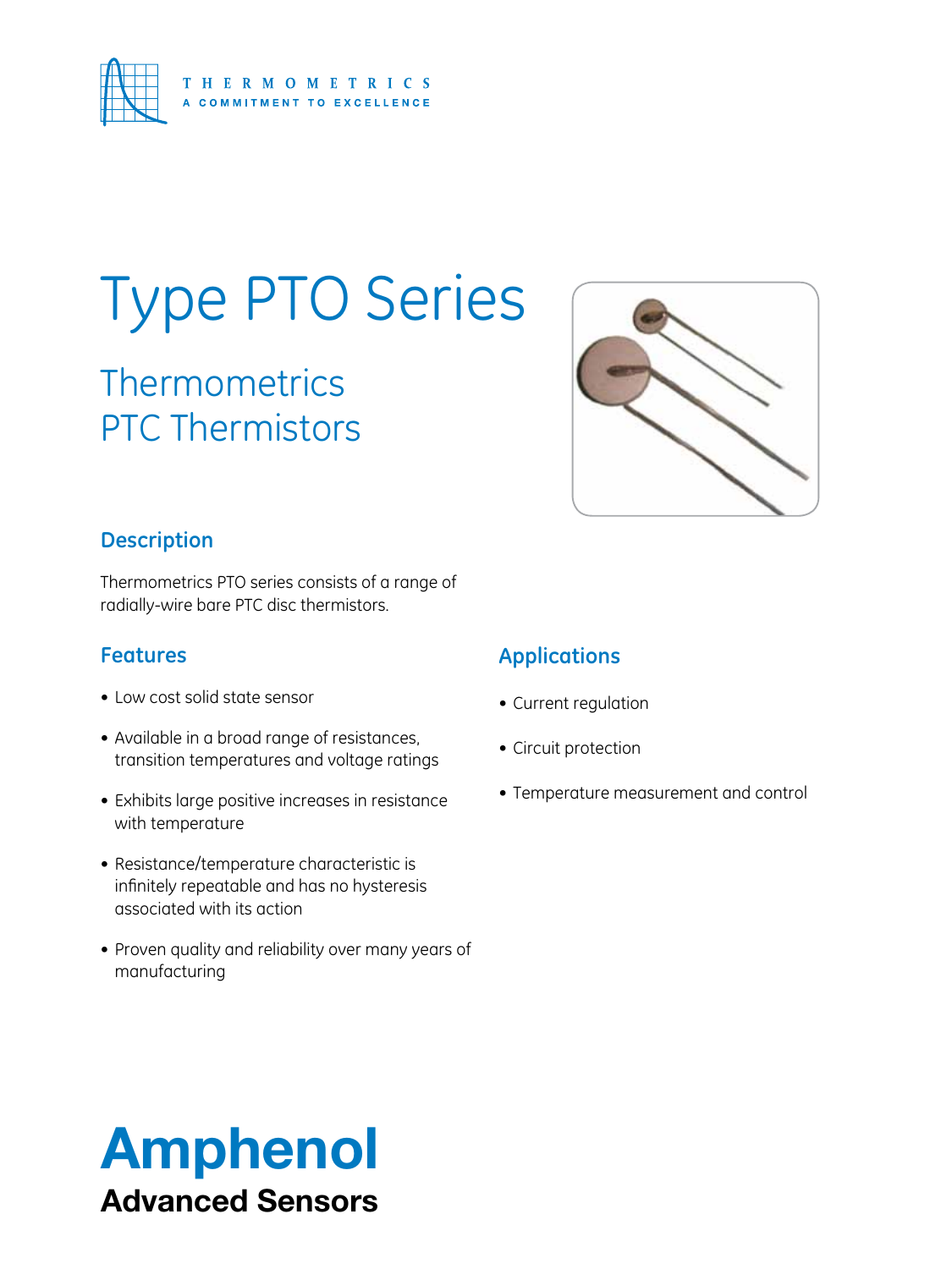THERMOMETRICS

A COMMITMENT TO EXCELLENCE

# Type PTO Series

## Thermometrics PTC Thermistors

### Description

Thermometrics PTO series consists of a range of radially-wire bare PTC disc thermistors.

### Features

- Low cost solid state sensor
- Available in a broad range of resistances, transition temperatures and voltage ratings
- Exhibits large positive increases in resistance with temperature
- Resistance/temperature characteristic is infinitely repeatable and has no hysteresis associated with its action
- Proven quality and reliability over many years of manufacturing

### Applications

- Current regulation
- Circuit protection
- Temperature measurement and control

**Amphenol**

**Advanced Sensors**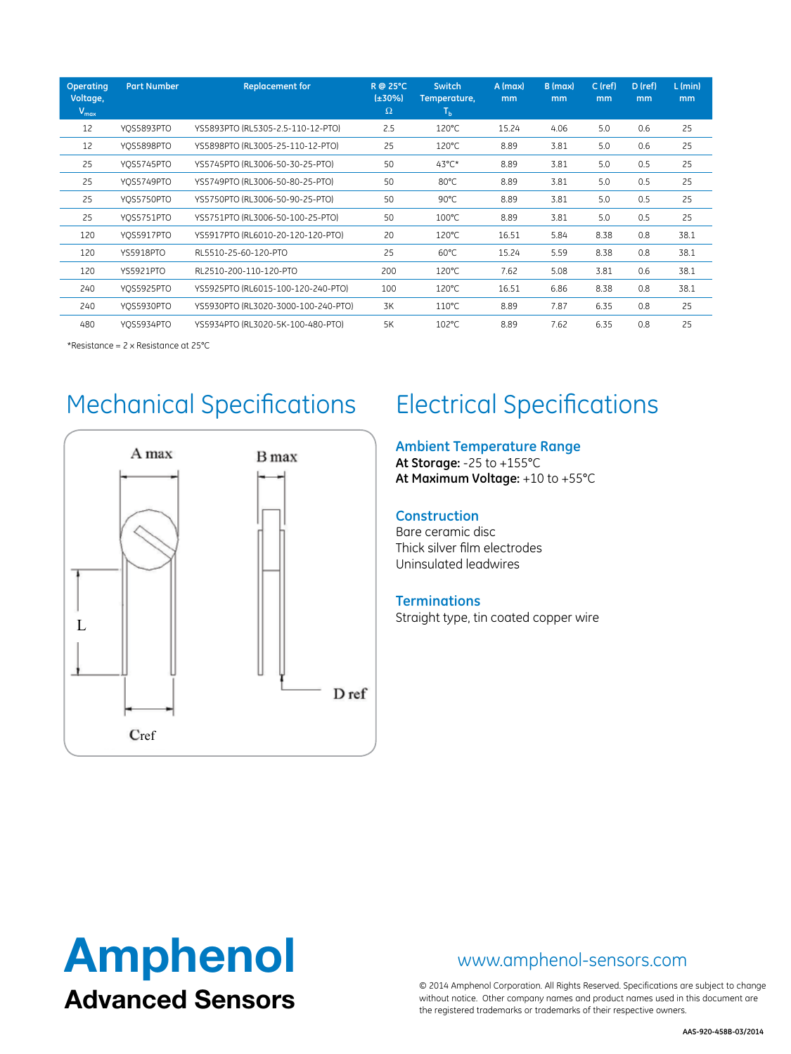| Operating Voltage, $V_{max}$ | Part Number | Replacement for | R @ 25°C (±30%) Ω | Switch Temperature, $T_b$ | A (max) mm | B (max) mm | C (ref) mm | D (ref) mm | L (min) mm |
|---|---|---|---|---|---|---|---|---|---|
| 12 | YQS5893PTO | YS5893PTO (RL5305-2.5-110-12-PTO) | 2.5 | 120°C | 15.24 | 4.06 | 5.0 | 0.6 | 25 |
| 12 | YQS5898PTO | YS5898PTO (RL3005-25-110-12-PTO) | 25 | 120°C | 8.89 | 3.81 | 5.0 | 0.6 | 25 |
| 25 | YQS5745PTO | YS5745PTO (RL3006-50-30-25-PTO) | 50 | 43°C* | 8.89 | 3.81 | 5.0 | 0.5 | 25 |
| 25 | YQS5749PTO | YS5749PTO (RL3006-50-80-25-PTO) | 50 | 80°C | 8.89 | 3.81 | 5.0 | 0.5 | 25 |
| 25 | YQS5750PTO | YS5750PTO (RL3006-50-90-25-PTO) | 50 | 90°C | 8.89 | 3.81 | 5.0 | 0.5 | 25 |
| 25 | YQS5751PTO | YS5751PTO (RL3006-50-100-25-PTO) | 50 | 100°C | 8.89 | 3.81 | 5.0 | 0.5 | 25 |
| 120 | YQS5917PTO | YS5917PTO (RL6010-20-120-120-PTO) | 20 | 120°C | 16.51 | 5.84 | 8.38 | 0.8 | 38.1 |
| 120 | YS5918PTO | RL5510-25-60-120-PTO | 25 | 60°C | 15.24 | 5.59 | 8.38 | 0.8 | 38.1 |
| 120 | YS5921PTO | RL2510-200-110-120-PTO | 200 | 120°C | 7.62 | 5.08 | 3.81 | 0.6 | 38.1 |
| 240 | YQS5925PTO | YS5925PTO (RL6015-100-120-240-PTO) | 100 | 120°C | 16.51 | 6.86 | 8.38 | 0.8 | 38.1 |
| 240 | YQS5930PTO | YS5930PTO (RL3020-3000-100-240-PTO) | 3K | 110°C | 8.89 | 7.87 | 6.35 | 0.8 | 25 |
| 480 | YQS5934PTO | YS5934PTO (RL3020-5K-100-480-PTO) | 5K | 102°C | 8.89 | 7.62 | 6.35 | 0.8 | 25 |

*Resistance = 2 x Resistance at 25°C

## Mechanical Specifications

A max

B max

L

D ref

Cref

## Electrical Specifications

### Ambient Temperature Range

**At Storage:** -25 to +155°C
**At Maximum Voltage:** +10 to +55°C

### Construction

Bare ceramic disc
Thick silver film electrodes
Uninsulated leadwires

### Terminations

Straight type, tin coated copper wire

**Amphenol**
**Advanced Sensors**

www.amphenol-sensors.com

© 2014 Amphenol Corporation. All Rights Reserved. Specifications are subject to change without notice. Other company names and product names used in this document are the registered trademarks or trademarks of their respective owners.

AAS-920-458B-03/2014